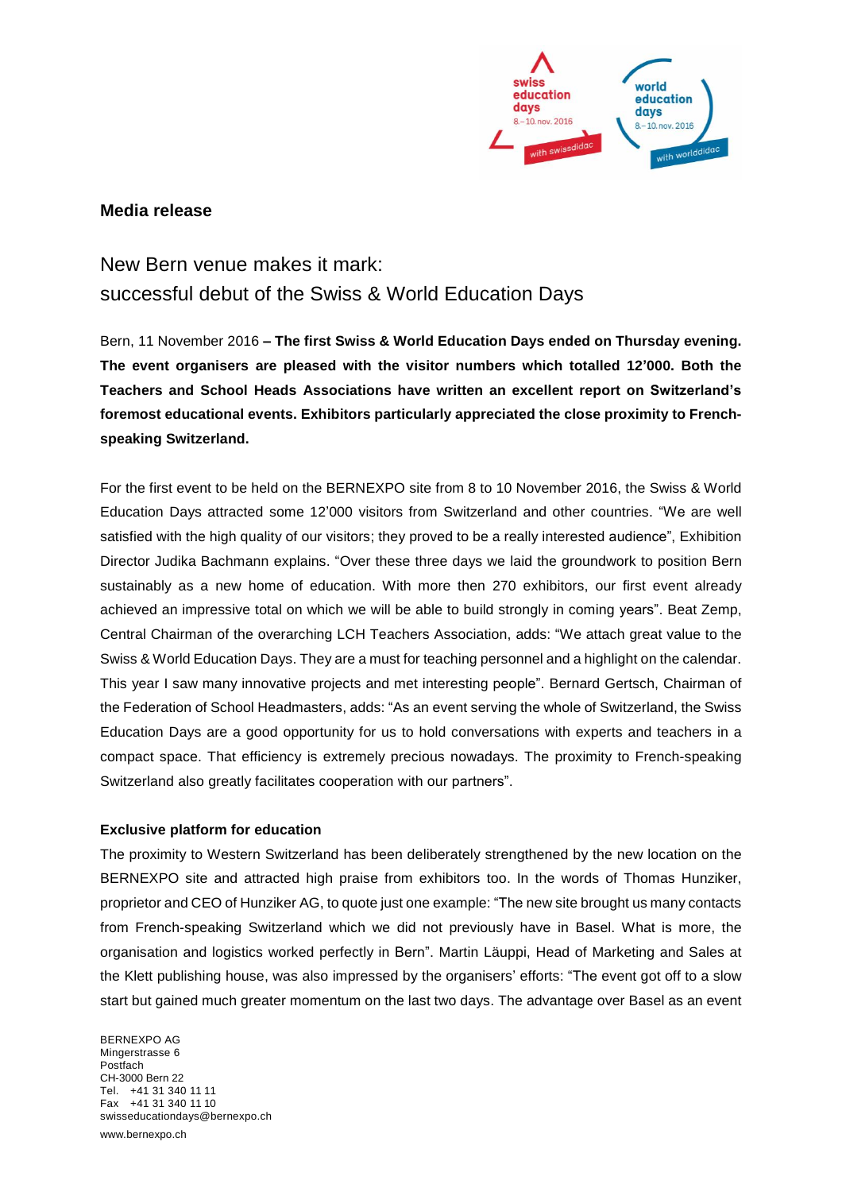**Media release**

# New Bern venue makes it mark:
successful debut of the Swiss & World Education Days

Bern, 11 November 2016 **– The first Swiss & World Education Days ended on Thursday evening. The event organisers are pleased with the visitor numbers which totalled 12'000. Both the Teachers and School Heads Associations have written an excellent report on Switzerland's foremost educational events. Exhibitors particularly appreciated the close proximity to French-speaking Switzerland.**

For the first event to be held on the BERNEXPO site from 8 to 10 November 2016, the Swiss & World Education Days attracted some 12'000 visitors from Switzerland and other countries. "We are well satisfied with the high quality of our visitors; they proved to be a really interested audience", Exhibition Director Judika Bachmann explains. "Over these three days we laid the groundwork to position Bern sustainably as a new home of education. With more then 270 exhibitors, our first event already achieved an impressive total on which we will be able to build strongly in coming years". Beat Zemp, Central Chairman of the overarching LCH Teachers Association, adds: "We attach great value to the Swiss & World Education Days. They are a must for teaching personnel and a highlight on the calendar. This year I saw many innovative projects and met interesting people". Bernard Gertsch, Chairman of the Federation of School Headmasters, adds: "As an event serving the whole of Switzerland, the Swiss Education Days are a good opportunity for us to hold conversations with experts and teachers in a compact space. That efficiency is extremely precious nowadays. The proximity to French-speaking Switzerland also greatly facilitates cooperation with our partners".

**Exclusive platform for education**

The proximity to Western Switzerland has been deliberately strengthened by the new location on the BERNEXPO site and attracted high praise from exhibitors too. In the words of Thomas Hunziker, proprietor and CEO of Hunziker AG, to quote just one example: "The new site brought us many contacts from French-speaking Switzerland which we did not previously have in Basel. What is more, the organisation and logistics worked perfectly in Bern". Martin Läuppi, Head of Marketing and Sales at the Klett publishing house, was also impressed by the organisers' efforts: "The event got off to a slow start but gained much greater momentum on the last two days. The advantage over Basel as an event

BERNEXPO AG
Mingerstrasse 6
Postfach
CH-3000 Bern 22
Tel. +41 31 340 11 11
Fax +41 31 340 11 10
swisseducationdays@bernexpo.ch
www.bernexpo.ch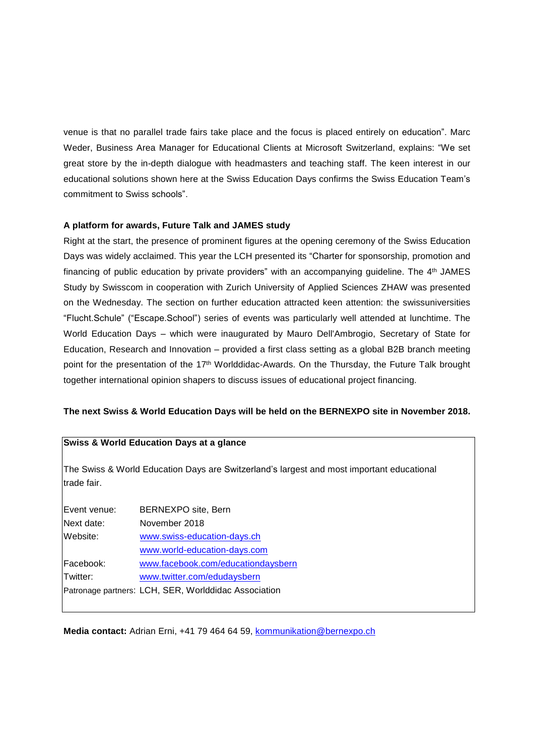venue is that no parallel trade fairs take place and the focus is placed entirely on education". Marc Weder, Business Area Manager for Educational Clients at Microsoft Switzerland, explains: "We set great store by the in-depth dialogue with headmasters and teaching staff. The keen interest in our educational solutions shown here at the Swiss Education Days confirms the Swiss Education Team's commitment to Swiss schools".

**A platform for awards, Future Talk and JAMES study**

Right at the start, the presence of prominent figures at the opening ceremony of the Swiss Education Days was widely acclaimed. This year the LCH presented its "Charter for sponsorship, promotion and financing of public education by private providers" with an accompanying guideline. The 4th JAMES Study by Swisscom in cooperation with Zurich University of Applied Sciences ZHAW was presented on the Wednesday. The section on further education attracted keen attention: the swissuniversities "Flucht.Schule" ("Escape.School") series of events was particularly well attended at lunchtime. The World Education Days – which were inaugurated by Mauro Dell'Ambrogio, Secretary of State for Education, Research and Innovation – provided a first class setting as a global B2B branch meeting point for the presentation of the 17th Worlddidac-Awards. On the Thursday, the Future Talk brought together international opinion shapers to discuss issues of educational project financing.

**The next Swiss & World Education Days will be held on the BERNEXPO site in November 2018.**

**Swiss & World Education Days at a glance**

The Swiss & World Education Days are Switzerland's largest and most important educational trade fair.

| | |
|---|---|
| Event venue: | BERNEXPO site, Bern |
| Next date: | November 2018 |
| Website: | www.swiss-education-days.ch |
| | www.world-education-days.com |
| Facebook: | www.facebook.com/educationdaysbern |
| Twitter: | www.twitter.com/edudaysbern |
| Patronage partners: | LCH, SER, Worlddidac Association |

**Media contact:** Adrian Erni, +41 79 464 64 59, kommunikation@bernexpo.ch